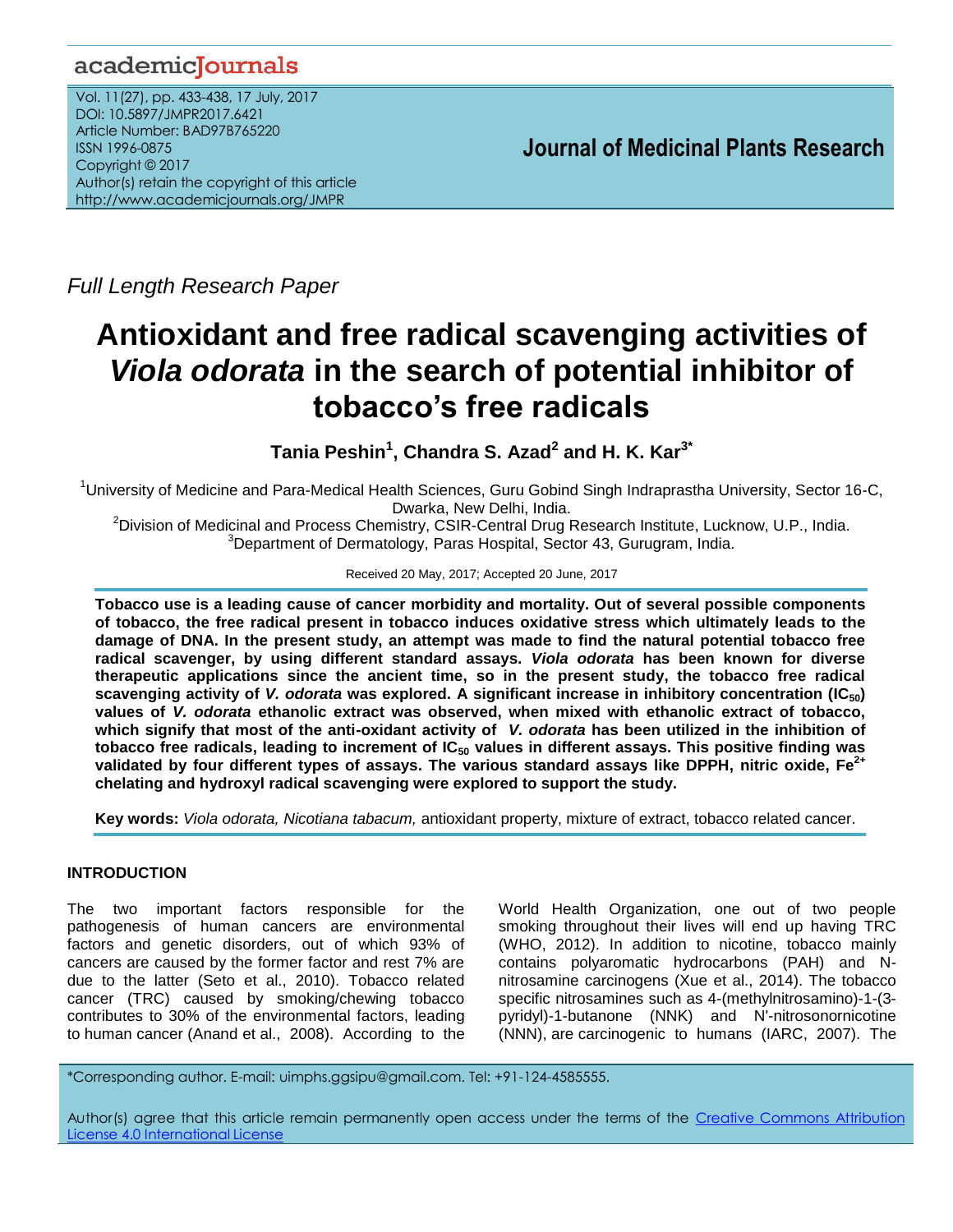Full Length Research Paper

# Antioxidant and free radical scavenging activities of *Viola odorata* in the search of potential inhibitor of tobacco's free radicals

**Tania Peshin[1], Chandra S. Azad[2] and H. K. Kar[3*]**

[1]University of Medicine and Para-Medical Health Sciences, Guru Gobind Singh Indraprastha University, Sector 16-C, Dwarka, New Delhi, India.
[2]Division of Medicinal and Process Chemistry, CSIR-Central Drug Research Institute, Lucknow, U.P., India.
[3]Department of Dermatology, Paras Hospital, Sector 43, Gurugram, India.

Received 20 May, 2017; Accepted 20 June, 2017

**Tobacco use is a leading cause of cancer morbidity and mortality. Out of several possible components of tobacco, the free radical present in tobacco induces oxidative stress which ultimately leads to the damage of DNA. In the present study, an attempt was made to find the natural potential tobacco free radical scavenger, by using different standard assays. *Viola odorata* has been known for diverse therapeutic applications since the ancient time, so in the present study, the tobacco free radical scavenging activity of *V. odorata* was explored. A significant increase in inhibitory concentration ($IC_{50}$) values of *V. odorata* ethanolic extract was observed, when mixed with ethanolic extract of tobacco, which signify that most of the anti-oxidant activity of *V. odorata* has been utilized in the inhibition of tobacco free radicals, leading to increment of $IC_{50}$ values in different assays. This positive finding was validated by four different types of assays. The various standard assays like DPPH, nitric oxide, $Fe^{2+}$ chelating and hydroxyl radical scavenging were explored to support the study.**

**Key words:** *Viola odorata, Nicotiana tabacum,* antioxidant property, mixture of extract, tobacco related cancer.

## INTRODUCTION

The two important factors responsible for the pathogenesis of human cancers are environmental factors and genetic disorders, out of which 93% of cancers are caused by the former factor and rest 7% are due to the latter (Seto et al., 2010). Tobacco related cancer (TRC) caused by smoking/chewing tobacco contributes to 30% of the environmental factors, leading to human cancer (Anand et al., 2008). According to the World Health Organization, one out of two people smoking throughout their lives will end up having TRC (WHO, 2012). In addition to nicotine, tobacco mainly contains polyaromatic hydrocarbons (PAH) and N-nitrosamine carcinogens (Xue et al., 2014). The tobacco specific nitrosamines such as 4-(methylnitrosamino)-1-(3-pyridyl)-1-butanone (NNK) and N'-nitrosonornicotine (NNN), are carcinogenic to humans (IARC, 2007). The

*Corresponding author. E-mail: uimphs.ggsipu@gmail.com. Tel: +91-124-4585555.

Author(s) agree that this article remain permanently open access under the terms of the Creative Commons Attribution License 4.0 International License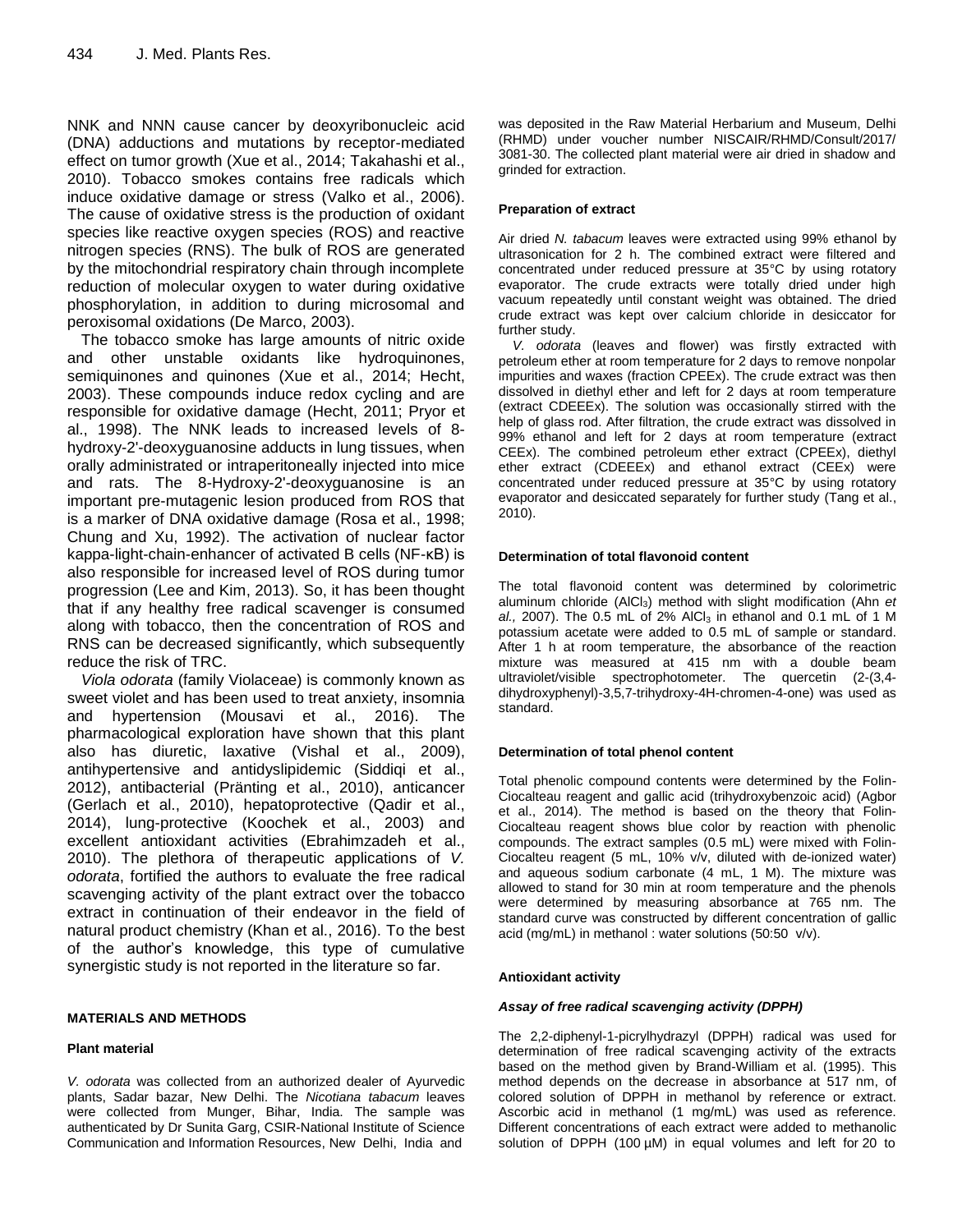NNK and NNN cause cancer by deoxyribonucleic acid (DNA) adductions and mutations by receptor-mediated effect on tumor growth (Xue et al., 2014; Takahashi et al., 2010). Tobacco smokes contains free radicals which induce oxidative damage or stress (Valko et al., 2006). The cause of oxidative stress is the production of oxidant species like reactive oxygen species (ROS) and reactive nitrogen species (RNS). The bulk of ROS are generated by the mitochondrial respiratory chain through incomplete reduction of molecular oxygen to water during oxidative phosphorylation, in addition to during microsomal and peroxisomal oxidations (De Marco, 2003).

The tobacco smoke has large amounts of nitric oxide and other unstable oxidants like hydroquinones, semiquinones and quinones (Xue et al., 2014; Hecht, 2003). These compounds induce redox cycling and are responsible for oxidative damage (Hecht, 2011; Pryor et al., 1998). The NNK leads to increased levels of 8-hydroxy-2'-deoxyguanosine adducts in lung tissues, when orally administrated or intraperitoneally injected into mice and rats. The 8-Hydroxy-2'-deoxyguanosine is an important pre-mutagenic lesion produced from ROS that is a marker of DNA oxidative damage (Rosa et al., 1998; Chung and Xu, 1992). The activation of nuclear factor kappa-light-chain-enhancer of activated B cells (NF-κB) is also responsible for increased level of ROS during tumor progression (Lee and Kim, 2013). So, it has been thought that if any healthy free radical scavenger is consumed along with tobacco, then the concentration of ROS and RNS can be decreased significantly, which subsequently reduce the risk of TRC.

*Viola odorata* (family Violaceae) is commonly known as sweet violet and has been used to treat anxiety, insomnia and hypertension (Mousavi et al., 2016). The pharmacological exploration have shown that this plant also has diuretic, laxative (Vishal et al., 2009), antihypertensive and antidyslipidemic (Siddiqi et al., 2012), antibacterial (Pränting et al., 2010), anticancer (Gerlach et al., 2010), hepatoprotective (Qadir et al., 2014), lung-protective (Koochek et al., 2003) and excellent antioxidant activities (Ebrahimzadeh et al., 2010). The plethora of therapeutic applications of *V. odorata*, fortified the authors to evaluate the free radical scavenging activity of the plant extract over the tobacco extract in continuation of their endeavor in the field of natural product chemistry (Khan et al., 2016). To the best of the author's knowledge, this type of cumulative synergistic study is not reported in the literature so far.

## MATERIALS AND METHODS

### Plant material

*V. odorata* was collected from an authorized dealer of Ayurvedic plants, Sadar bazar, New Delhi. The *Nicotiana tabacum* leaves were collected from Munger, Bihar, India. The sample was authenticated by Dr Sunita Garg, CSIR-National Institute of Science Communication and Information Resources, New Delhi, India and was deposited in the Raw Material Herbarium and Museum, Delhi (RHMD) under voucher number NISCAIR/RHMD/Consult/2017/3081-30. The collected plant material were air dried in shadow and grinded for extraction.

### Preparation of extract

Air dried *N. tabacum* leaves were extracted using 99% ethanol by ultrasonication for 2 h. The combined extract were filtered and concentrated under reduced pressure at 35°C by using rotatory evaporator. The crude extracts were totally dried under high vacuum repeatedly until constant weight was obtained. The dried crude extract was kept over calcium chloride in desiccator for further study.

*V. odorata* (leaves and flower) was firstly extracted with petroleum ether at room temperature for 2 days to remove nonpolar impurities and waxes (fraction CPEEx). The crude extract was then dissolved in diethyl ether and left for 2 days at room temperature (extract CDEEEx). The solution was occasionally stirred with the help of glass rod. After filtration, the crude extract was dissolved in 99% ethanol and left for 2 days at room temperature (extract CEEx). The combined petroleum ether extract (CPEEx), diethyl ether extract (CDEEEx) and ethanol extract (CEEx) were concentrated under reduced pressure at 35°C by using rotatory evaporator and desiccated separately for further study (Tang et al., 2010).

### Determination of total flavonoid content

The total flavonoid content was determined by colorimetric aluminum chloride ($AlCl_3$) method with slight modification (Ahn *et al.,* 2007). The 0.5 mL of 2% $AlCl_3$ in ethanol and 0.1 mL of 1 M potassium acetate were added to 0.5 mL of sample or standard. After 1 h at room temperature, the absorbance of the reaction mixture was measured at 415 nm with a double beam ultraviolet/visible spectrophotometer. The quercetin (2-(3,4-dihydroxyphenyl)-3,5,7-trihydroxy-4H-chromen-4-one) was used as standard.

### Determination of total phenol content

Total phenolic compound contents were determined by the Folin-Ciocalteau reagent and gallic acid (trihydroxybenzoic acid) (Agbor et al., 2014). The method is based on the theory that Folin-Ciocalteau reagent shows blue color by reaction with phenolic compounds. The extract samples (0.5 mL) were mixed with Folin-Ciocalteu reagent (5 mL, 10% v/v, diluted with de-ionized water) and aqueous sodium carbonate (4 mL, 1 M). The mixture was allowed to stand for 30 min at room temperature and the phenols were determined by measuring absorbance at 765 nm. The standard curve was constructed by different concentration of gallic acid (mg/mL) in methanol : water solutions (50:50 v/v).

### Antioxidant activity

#### *Assay of free radical scavenging activity (DPPH)*

The 2,2-diphenyl-1-picrylhydrazyl (DPPH) radical was used for determination of free radical scavenging activity of the extracts based on the method given by Brand-William et al. (1995). This method depends on the decrease in absorbance at 517 nm, of colored solution of DPPH in methanol by reference or extract. Ascorbic acid in methanol (1 mg/mL) was used as reference. Different concentrations of each extract were added to methanolic solution of DPPH (100 µM) in equal volumes and left for 20 to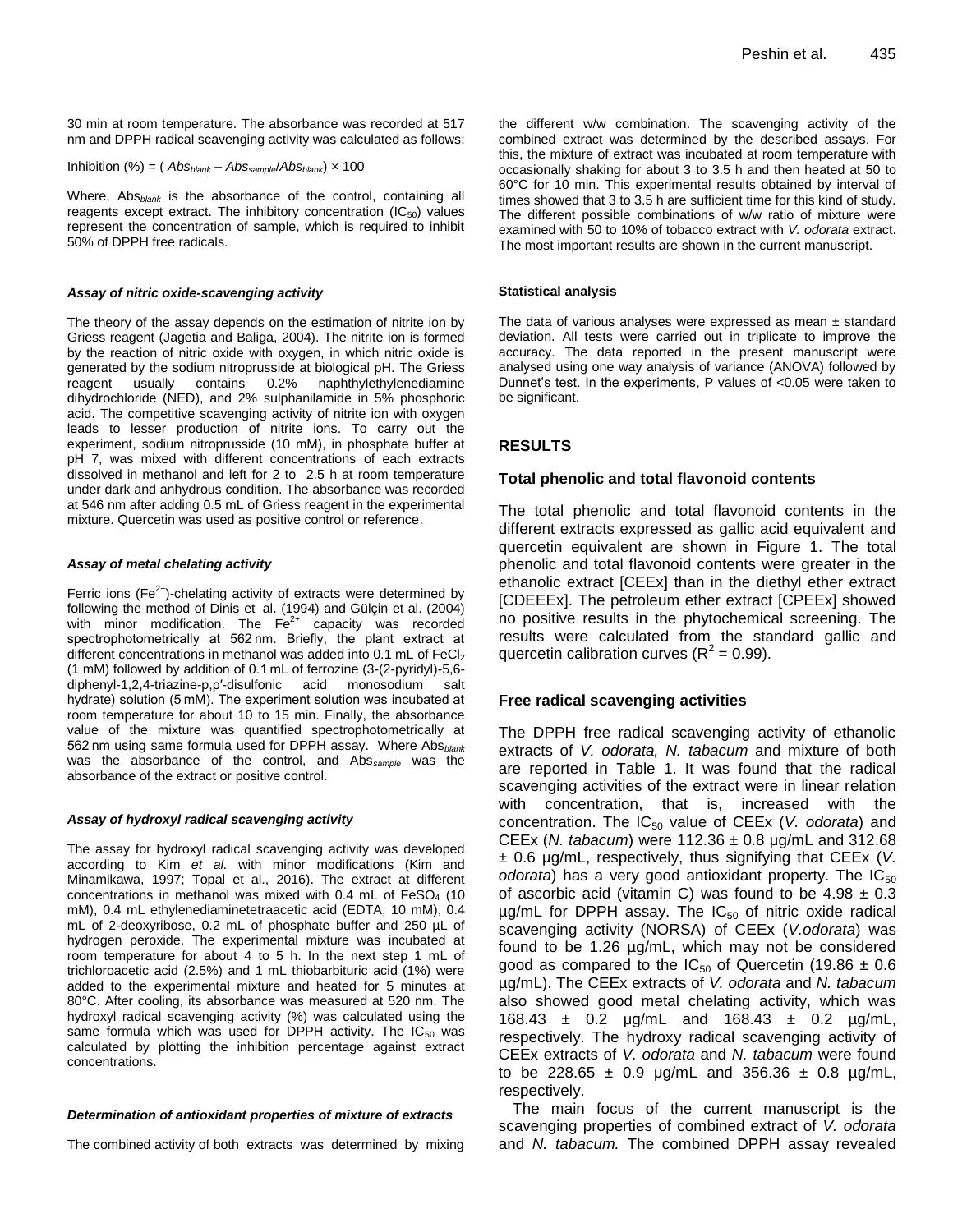30 min at room temperature. The absorbance was recorded at 517 nm and DPPH radical scavenging activity was calculated as follows:

Inhibition (%) = ( $Abs_{blank}$ – $Abs_{sample}$/$Abs_{blank}$) × 100

Where, $Abs_{blank}$ is the absorbance of the control, containing all reagents except extract. The inhibitory concentration ($IC_{50}$) values represent the concentration of sample, which is required to inhibit 50% of DPPH free radicals.

#### *Assay of nitric oxide-scavenging activity*

The theory of the assay depends on the estimation of nitrite ion by Griess reagent (Jagetia and Baliga, 2004). The nitrite ion is formed by the reaction of nitric oxide with oxygen, in which nitric oxide is generated by the sodium nitroprusside at biological pH. The Griess reagent usually contains 0.2% naphthylethylenediamine dihydrochloride (NED), and 2% sulphanilamide in 5% phosphoric acid. The competitive scavenging activity of nitrite ion with oxygen leads to lesser production of nitrite ions. To carry out the experiment, sodium nitroprusside (10 mM), in phosphate buffer at pH 7, was mixed with different concentrations of each extracts dissolved in methanol and left for 2 to 2.5 h at room temperature under dark and anhydrous condition. The absorbance was recorded at 546 nm after adding 0.5 mL of Griess reagent in the experimental mixture. Quercetin was used as positive control or reference.

#### *Assay of metal chelating activity*

Ferric ions ($Fe^{2+}$)-chelating activity of extracts were determined by following the method of Dinis et al. (1994) and Gülçin et al. (2004) with minor modification. The $Fe^{2+}$ capacity was recorded spectrophotometrically at 562 nm. Briefly, the plant extract at different concentrations in methanol was added into 0.1 mL of $FeCl_2$ (1 mM) followed by addition of 0.1 mL of ferrozine (3-(2-pyridyl)-5,6-diphenyl-1,2,4-triazine-p,p′-disulfonic acid monosodium salt hydrate) solution (5 mM). The experiment solution was incubated at room temperature for about 10 to 15 min. Finally, the absorbance value of the mixture was quantified spectrophotometrically at 562 nm using same formula used for DPPH assay. Where $Abs_{blank}$ was the absorbance of the control, and $Abs_{sample}$ was the absorbance of the extract or positive control.

#### *Assay of hydroxyl radical scavenging activity*

The assay for hydroxyl radical scavenging activity was developed according to Kim *et al.* with minor modifications (Kim and Minamikawa, 1997; Topal et al., 2016). The extract at different concentrations in methanol was mixed with 0.4 mL of $FeSO_4$ (10 mM), 0.4 mL ethylenediaminetetraacetic acid (EDTA, 10 mM), 0.4 mL of 2-deoxyribose, 0.2 mL of phosphate buffer and 250 µL of hydrogen peroxide. The experimental mixture was incubated at room temperature for about 4 to 5 h. In the next step 1 mL of trichloroacetic acid (2.5%) and 1 mL thiobarbituric acid (1%) were added to the experimental mixture and heated for 5 minutes at 80°C. After cooling, its absorbance was measured at 520 nm. The hydroxyl radical scavenging activity (%) was calculated using the same formula which was used for DPPH activity. The $IC_{50}$ was calculated by plotting the inhibition percentage against extract concentrations.

#### *Determination of antioxidant properties of mixture of extracts*

The combined activity of both extracts was determined by mixing the different w/w combination. The scavenging activity of the combined extract was determined by the described assays. For this, the mixture of extract was incubated at room temperature with occasionally shaking for about 3 to 3.5 h and then heated at 50 to 60°C for 10 min. This experimental results obtained by interval of times showed that 3 to 3.5 h are sufficient time for this kind of study. The different possible combinations of w/w ratio of mixture were examined with 50 to 10% of tobacco extract with *V. odorata* extract. The most important results are shown in the current manuscript.

#### **Statistical analysis**

The data of various analyses were expressed as mean ± standard deviation. All tests were carried out in triplicate to improve the accuracy. The data reported in the present manuscript were analysed using one way analysis of variance (ANOVA) followed by Dunnet's test. In the experiments, P values of <0.05 were taken to be significant.

## RESULTS

### Total phenolic and total flavonoid contents

The total phenolic and total flavonoid contents in the different extracts expressed as gallic acid equivalent and quercetin equivalent are shown in Figure 1. The total phenolic and total flavonoid contents were greater in the ethanolic extract [CEEx] than in the diethyl ether extract [CDEEEx]. The petroleum ether extract [CPEEx] showed no positive results in the phytochemical screening. The results were calculated from the standard gallic and quercetin calibration curves ($R^2$ = 0.99).

### Free radical scavenging activities

The DPPH free radical scavenging activity of ethanolic extracts of *V. odorata, N. tabacum* and mixture of both are reported in Table 1. It was found that the radical scavenging activities of the extract were in linear relation with concentration, that is, increased with the concentration. The $IC_{50}$ value of CEEx (*V. odorata*) and CEEx (*N. tabacum*) were 112.36 ± 0.8 µg/mL and 312.68 ± 0.6 µg/mL, respectively, thus signifying that CEEx (*V. odorata*) has a very good antioxidant property. The $IC_{50}$ of ascorbic acid (vitamin C) was found to be 4.98 ± 0.3 µg/mL for DPPH assay. The $IC_{50}$ of nitric oxide radical scavenging activity (NORSA) of CEEx (*V.odorata*) was found to be 1.26 µg/mL, which may not be considered good as compared to the $IC_{50}$ of Quercetin (19.86 ± 0.6 µg/mL). The CEEx extracts of *V. odorata* and *N. tabacum* also showed good metal chelating activity, which was 168.43 ± 0.2 µg/mL and 168.43 ± 0.2 µg/mL, respectively. The hydroxy radical scavenging activity of CEEx extracts of *V. odorata* and *N. tabacum* were found to be 228.65 ± 0.9 µg/mL and 356.36 ± 0.8 µg/mL, respectively.

The main focus of the current manuscript is the scavenging properties of combined extract of *V. odorata* and *N. tabacum.* The combined DPPH assay revealed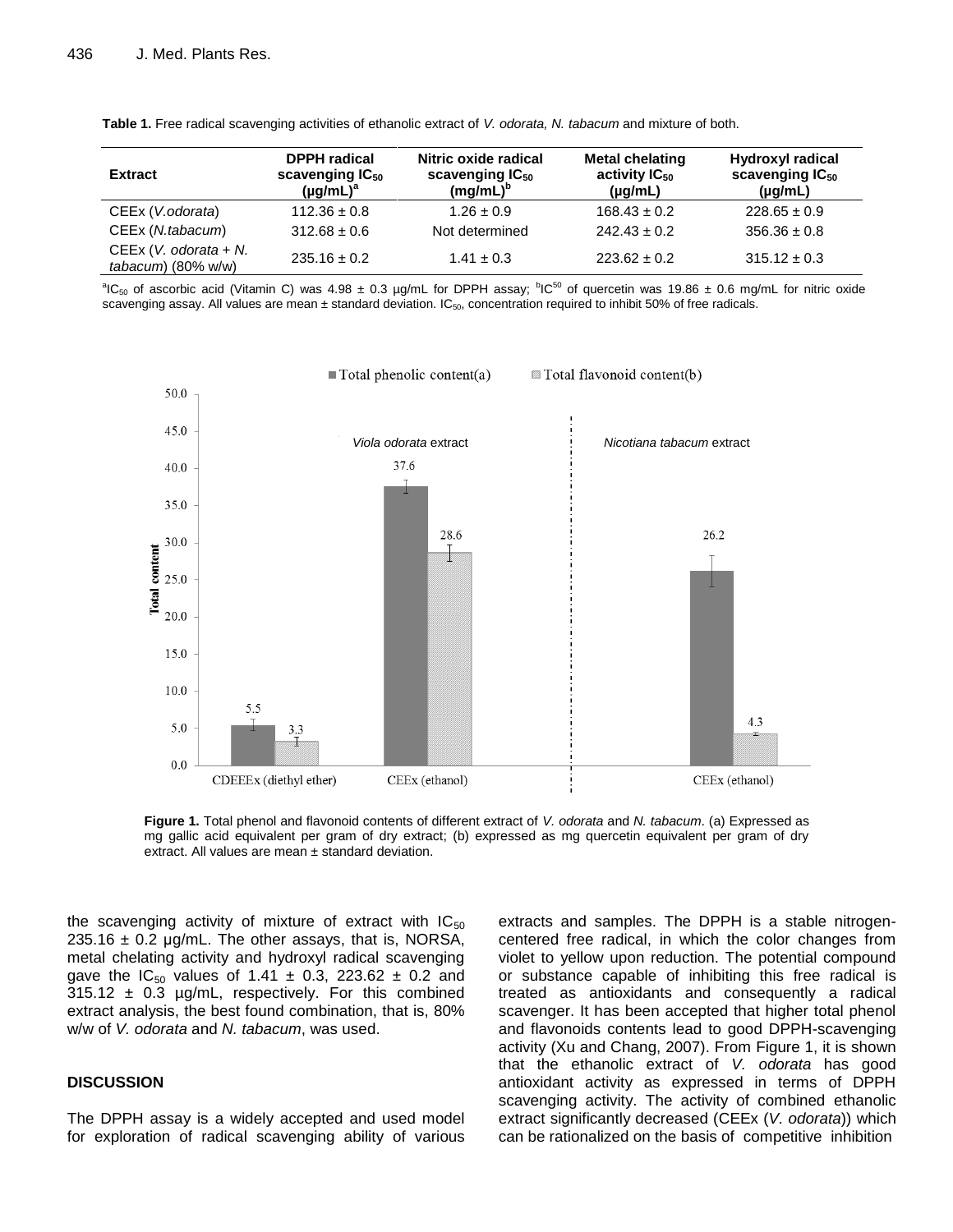**Table 1.** Free radical scavenging activities of ethanolic extract of *V. odorata, N. tabacum* and mixture of both.

| Extract | DPPH radical scavenging $IC_{50}$ (µg/mL)[a] | Nitric oxide radical scavenging $IC_{50}$ (mg/mL)[b] | Metal chelating activity $IC_{50}$ (µg/mL) | Hydroxyl radical scavenging $IC_{50}$ (µg/mL) |
|---|---|---|---|---|
| CEEx (*V.odorata*) | 112.36 ± 0.8 | 1.26 ± 0.9 | 168.43 ± 0.2 | 228.65 ± 0.9 |
| CEEx (*N.tabacum*) | 312.68 ± 0.6 | Not determined | 242.43 ± 0.2 | 356.36 ± 0.8 |
| CEEx (*V. odorata* + *N. tabacum*) (80% w/w) | 235.16 ± 0.2 | 1.41 ± 0.3 | 223.62 ± 0.2 | 315.12 ± 0.3 |

[a]$IC_{50}$ of ascorbic acid (Vitamin C) was 4.98 ± 0.3 µg/mL for DPPH assay; [b]$IC^{50}$ of quercetin was 19.86 ± 0.6 mg/mL for nitric oxide scavenging assay. All values are mean ± standard deviation. $IC_{50}$, concentration required to inhibit 50% of free radicals.

**Figure 1.** Total phenol and flavonoid contents of different extract of *V. odorata* and *N. tabacum*. (a) Expressed as mg gallic acid equivalent per gram of dry extract; (b) expressed as mg quercetin equivalent per gram of dry extract. All values are mean ± standard deviation.

the scavenging activity of mixture of extract with $IC_{50}$ 235.16 ± 0.2 µg/mL. The other assays, that is, NORSA, metal chelating activity and hydroxyl radical scavenging gave the $IC_{50}$ values of 1.41 ± 0.3, 223.62 ± 0.2 and 315.12 ± 0.3 µg/mL, respectively. For this combined extract analysis, the best found combination, that is, 80% w/w of *V. odorata* and *N. tabacum*, was used.

## DISCUSSION

The DPPH assay is a widely accepted and used model for exploration of radical scavenging ability of various extracts and samples. The DPPH is a stable nitrogen-centered free radical, in which the color changes from violet to yellow upon reduction. The potential compound or substance capable of inhibiting this free radical is treated as antioxidants and consequently a radical scavenger. It has been accepted that higher total phenol and flavonoids contents lead to good DPPH-scavenging activity (Xu and Chang, 2007). From Figure 1, it is shown that the ethanolic extract of *V. odorata* has good antioxidant activity as expressed in terms of DPPH scavenging activity. The activity of combined ethanolic extract significantly decreased (CEEx (*V. odorata*)) which can be rationalized on the basis of competitive inhibition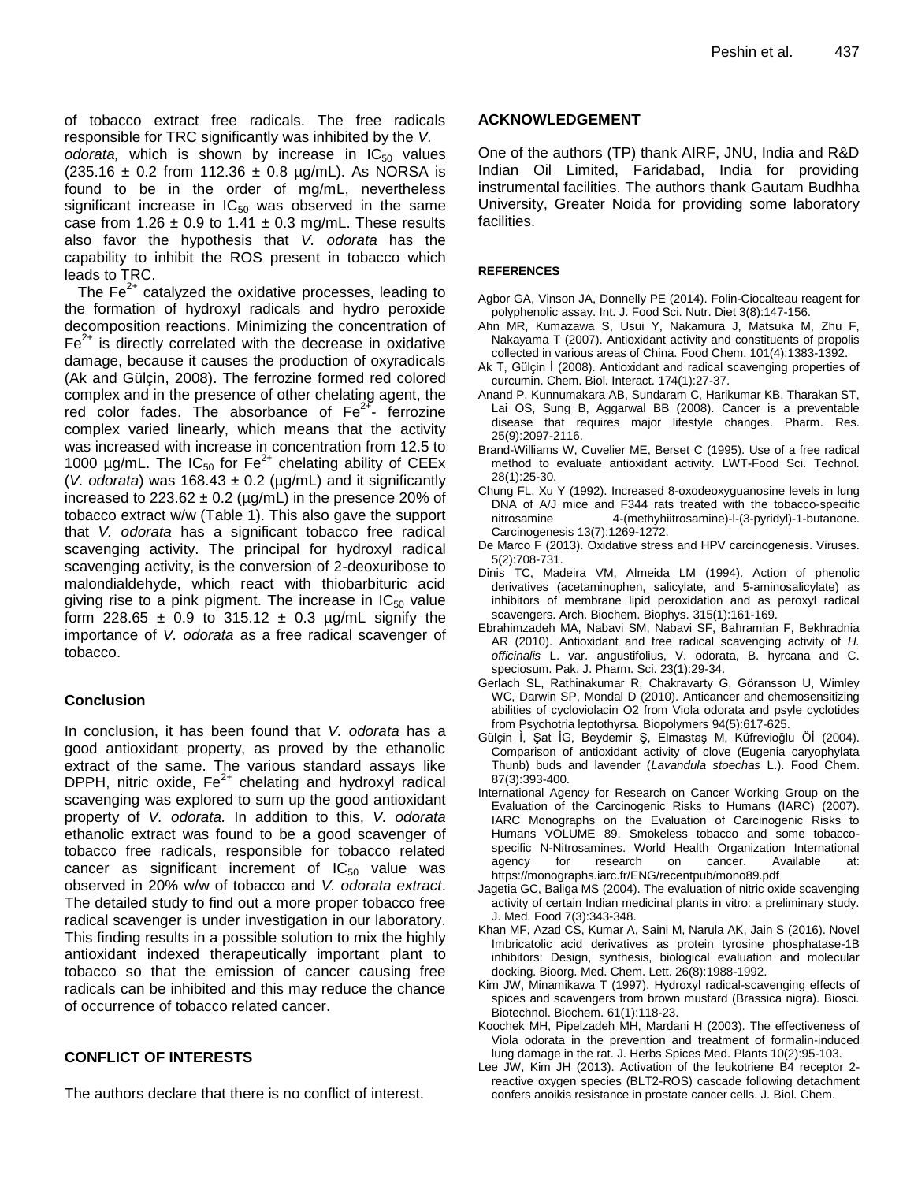of tobacco extract free radicals. The free radicals responsible for TRC significantly was inhibited by the *V. odorata,* which is shown by increase in $IC_{50}$ values (235.16 ± 0.2 from 112.36 ± 0.8 µg/mL). As NORSA is found to be in the order of mg/mL, nevertheless significant increase in $IC_{50}$ was observed in the same case from 1.26 ± 0.9 to 1.41 ± 0.3 mg/mL. These results also favor the hypothesis that *V. odorata* has the capability to inhibit the ROS present in tobacco which leads to TRC.

The $Fe^{2+}$ catalyzed the oxidative processes, leading to the formation of hydroxyl radicals and hydro peroxide decomposition reactions. Minimizing the concentration of $Fe^{2+}$ is directly correlated with the decrease in oxidative damage, because it causes the production of oxyradicals (Ak and Gülçin, 2008). The ferrozine formed red colored complex and in the presence of other chelating agent, the red color fades. The absorbance of $Fe^{2+}$- ferrozine complex varied linearly, which means that the activity was increased with increase in concentration from 12.5 to 1000 µg/mL. The $IC_{50}$ for $Fe^{2+}$ chelating ability of CEEx (*V. odorata*) was 168.43 ± 0.2 (µg/mL) and it significantly increased to 223.62 ± 0.2 (µg/mL) in the presence 20% of tobacco extract w/w (Table 1). This also gave the support that *V. odorata* has a significant tobacco free radical scavenging activity. The principal for hydroxyl radical scavenging activity, is the conversion of 2-deoxuribose to malondialdehyde, which react with thiobarbituric acid giving rise to a pink pigment. The increase in $IC_{50}$ value form 228.65 ± 0.9 to 315.12 ± 0.3 µg/mL signify the importance of *V. odorata* as a free radical scavenger of tobacco.

## Conclusion

In conclusion, it has been found that *V. odorata* has a good antioxidant property, as proved by the ethanolic extract of the same. The various standard assays like DPPH, nitric oxide, $Fe^{2+}$ chelating and hydroxyl radical scavenging was explored to sum up the good antioxidant property of *V. odorata.* In addition to this, *V. odorata* ethanolic extract was found to be a good scavenger of tobacco free radicals, responsible for tobacco related cancer as significant increment of $IC_{50}$ value was observed in 20% w/w of tobacco and *V. odorata extract*. The detailed study to find out a more proper tobacco free radical scavenger is under investigation in our laboratory. This finding results in a possible solution to mix the highly antioxidant indexed therapeutically important plant to tobacco so that the emission of cancer causing free radicals can be inhibited and this may reduce the chance of occurrence of tobacco related cancer.

## CONFLICT OF INTERESTS

The authors declare that there is no conflict of interest.

## ACKNOWLEDGEMENT

One of the authors (TP) thank AIRF, JNU, India and R&D Indian Oil Limited, Faridabad, India for providing instrumental facilities. The authors thank Gautam Budhha University, Greater Noida for providing some laboratory facilities.

## REFERENCES

Agbor GA, Vinson JA, Donnelly PE (2014). Folin-Ciocalteau reagent for polyphenolic assay. Int. J. Food Sci. Nutr. Diet 3(8):147-156.

Ahn MR, Kumazawa S, Usui Y, Nakamura J, Matsuka M, Zhu F, Nakayama T (2007). Antioxidant activity and constituents of propolis collected in various areas of China. Food Chem. 101(4):1383-1392.

Ak T, Gülçin İ (2008). Antioxidant and radical scavenging properties of curcumin. Chem. Biol. Interact. 174(1):27-37.

Anand P, Kunnumakara AB, Sundaram C, Harikumar KB, Tharakan ST, Lai OS, Sung B, Aggarwal BB (2008). Cancer is a preventable disease that requires major lifestyle changes. Pharm. Res. 25(9):2097-2116.

Brand-Williams W, Cuvelier ME, Berset C (1995). Use of a free radical method to evaluate antioxidant activity. LWT-Food Sci. Technol. 28(1):25-30.

Chung FL, Xu Y (1992). Increased 8-oxodeoxyguanosine levels in lung DNA of A/J mice and F344 rats treated with the tobacco-specific nitrosamine 4-(methyhiitrosamine)-l-(3-pyridyl)-1-butanone. Carcinogenesis 13(7):1269-1272.

De Marco F (2013). Oxidative stress and HPV carcinogenesis. Viruses. 5(2):708-731.

Dinis TC, Madeira VM, Almeida LM (1994). Action of phenolic derivatives (acetaminophen, salicylate, and 5-aminosalicylate) as inhibitors of membrane lipid peroxidation and as peroxyl radical scavengers. Arch. Biochem. Biophys. 315(1):161-169.

Ebrahimzadeh MA, Nabavi SM, Nabavi SF, Bahramian F, Bekhradnia AR (2010). Antioxidant and free radical scavenging activity of *H. officinalis* L. var. angustifolius, V. odorata, B. hyrcana and C. speciosum. Pak. J. Pharm. Sci. 23(1):29-34.

Gerlach SL, Rathinakumar R, Chakravarty G, Göransson U, Wimley WC, Darwin SP, Mondal D (2010). Anticancer and chemosensitizing abilities of cycloviolacin O2 from Viola odorata and psyle cyclotides from Psychotria leptothyrsa. Biopolymers 94(5):617-625.

Gülçin İ, Şat İG, Beydemir Ş, Elmastaş M, Küfrevioğlu Öİ (2004). Comparison of antioxidant activity of clove (Eugenia caryophylata Thunb) buds and lavender (*Lavandula stoechas* L.). Food Chem. 87(3):393-400.

International Agency for Research on Cancer Working Group on the Evaluation of the Carcinogenic Risks to Humans (IARC) (2007). IARC Monographs on the Evaluation of Carcinogenic Risks to Humans VOLUME 89. Smokeless tobacco and some tobacco-specific N-Nitrosamines. World Health Organization International agency for research on cancer. Available at: https://monographs.iarc.fr/ENG/recentpub/mono89.pdf

Jagetia GC, Baliga MS (2004). The evaluation of nitric oxide scavenging activity of certain Indian medicinal plants in vitro: a preliminary study. J. Med. Food 7(3):343-348.

Khan MF, Azad CS, Kumar A, Saini M, Narula AK, Jain S (2016). Novel Imbricatolic acid derivatives as protein tyrosine phosphatase-1B inhibitors: Design, synthesis, biological evaluation and molecular docking. Bioorg. Med. Chem. Lett. 26(8):1988-1992.

Kim JW, Minamikawa T (1997). Hydroxyl radical-scavenging effects of spices and scavengers from brown mustard (Brassica nigra). Biosci. Biotechnol. Biochem. 61(1):118-23.

Koochek MH, Pipelzadeh MH, Mardani H (2003). The effectiveness of Viola odorata in the prevention and treatment of formalin-induced lung damage in the rat. J. Herbs Spices Med. Plants 10(2):95-103.

Lee JW, Kim JH (2013). Activation of the leukotriene B4 receptor 2-reactive oxygen species (BLT2-ROS) cascade following detachment confers anoikis resistance in prostate cancer cells. J. Biol. Chem.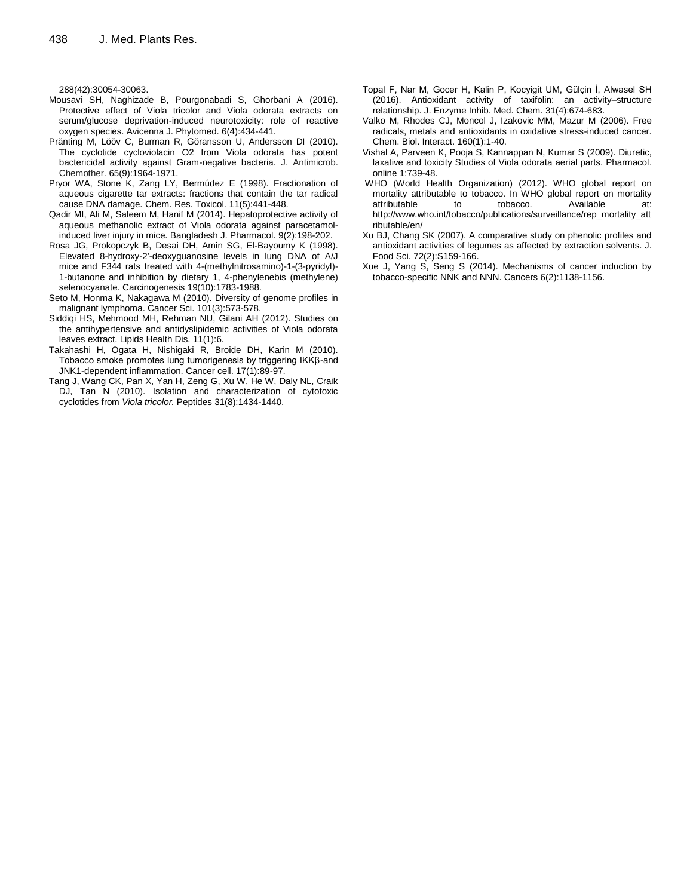288(42):30054-30063.

Mousavi SH, Naghizade B, Pourgonabadi S, Ghorbani A (2016). Protective effect of Viola tricolor and Viola odorata extracts on serum/glucose deprivation-induced neurotoxicity: role of reactive oxygen species. Avicenna J. Phytomed. 6(4):434-441.

Pränting M, Lööv C, Burman R, Göransson U, Andersson DI (2010). The cyclotide cycloviolacin O2 from Viola odorata has potent bactericidal activity against Gram-negative bacteria. J. Antimicrob. Chemother. 65(9):1964-1971.

Pryor WA, Stone K, Zang LY, Bermúdez E (1998). Fractionation of aqueous cigarette tar extracts: fractions that contain the tar radical cause DNA damage. Chem. Res. Toxicol. 11(5):441-448.

Qadir MI, Ali M, Saleem M, Hanif M (2014). Hepatoprotective activity of aqueous methanolic extract of Viola odorata against paracetamol-induced liver injury in mice. Bangladesh J. Pharmacol. 9(2):198-202.

Rosa JG, Prokopczyk B, Desai DH, Amin SG, El-Bayoumy K (1998). Elevated 8-hydroxy-2'-deoxyguanosine levels in lung DNA of A/J mice and F344 rats treated with 4-(methylnitrosamino)-1-(3-pyridyl)-1-butanone and inhibition by dietary 1, 4-phenylenebis (methylene) selenocyanate. Carcinogenesis 19(10):1783-1988.

Seto M, Honma K, Nakagawa M (2010). Diversity of genome profiles in malignant lymphoma. Cancer Sci. 101(3):573-578.

Siddiqi HS, Mehmood MH, Rehman NU, Gilani AH (2012). Studies on the antihypertensive and antidyslipidemic activities of Viola odorata leaves extract. Lipids Health Dis. 11(1):6.

Takahashi H, Ogata H, Nishigaki R, Broide DH, Karin M (2010). Tobacco smoke promotes lung tumorigenesis by triggering IKKβ-and JNK1-dependent inflammation. Cancer cell. 17(1):89-97.

Tang J, Wang CK, Pan X, Yan H, Zeng G, Xu W, He W, Daly NL, Craik DJ, Tan N (2010). Isolation and characterization of cytotoxic cyclotides from *Viola tricolor.* Peptides 31(8):1434-1440.

Topal F, Nar M, Gocer H, Kalin P, Kocyigit UM, Gülçin İ, Alwasel SH (2016). Antioxidant activity of taxifolin: an activity–structure relationship. J. Enzyme Inhib. Med. Chem. 31(4):674-683.

Valko M, Rhodes CJ, Moncol J, Izakovic MM, Mazur M (2006). Free radicals, metals and antioxidants in oxidative stress-induced cancer. Chem. Biol. Interact. 160(1):1-40.

Vishal A, Parveen K, Pooja S, Kannappan N, Kumar S (2009). Diuretic, laxative and toxicity Studies of Viola odorata aerial parts. Pharmacol. online 1:739-48.

WHO (World Health Organization) (2012). WHO global report on mortality attributable to tobacco. In WHO global report on mortality attributable to tobacco. Available at: http://www.who.int/tobacco/publications/surveillance/rep_mortality_attributable/en/

Xu BJ, Chang SK (2007). A comparative study on phenolic profiles and antioxidant activities of legumes as affected by extraction solvents. J. Food Sci. 72(2):S159-166.

Xue J, Yang S, Seng S (2014). Mechanisms of cancer induction by tobacco-specific NNK and NNN. Cancers 6(2):1138-1156.